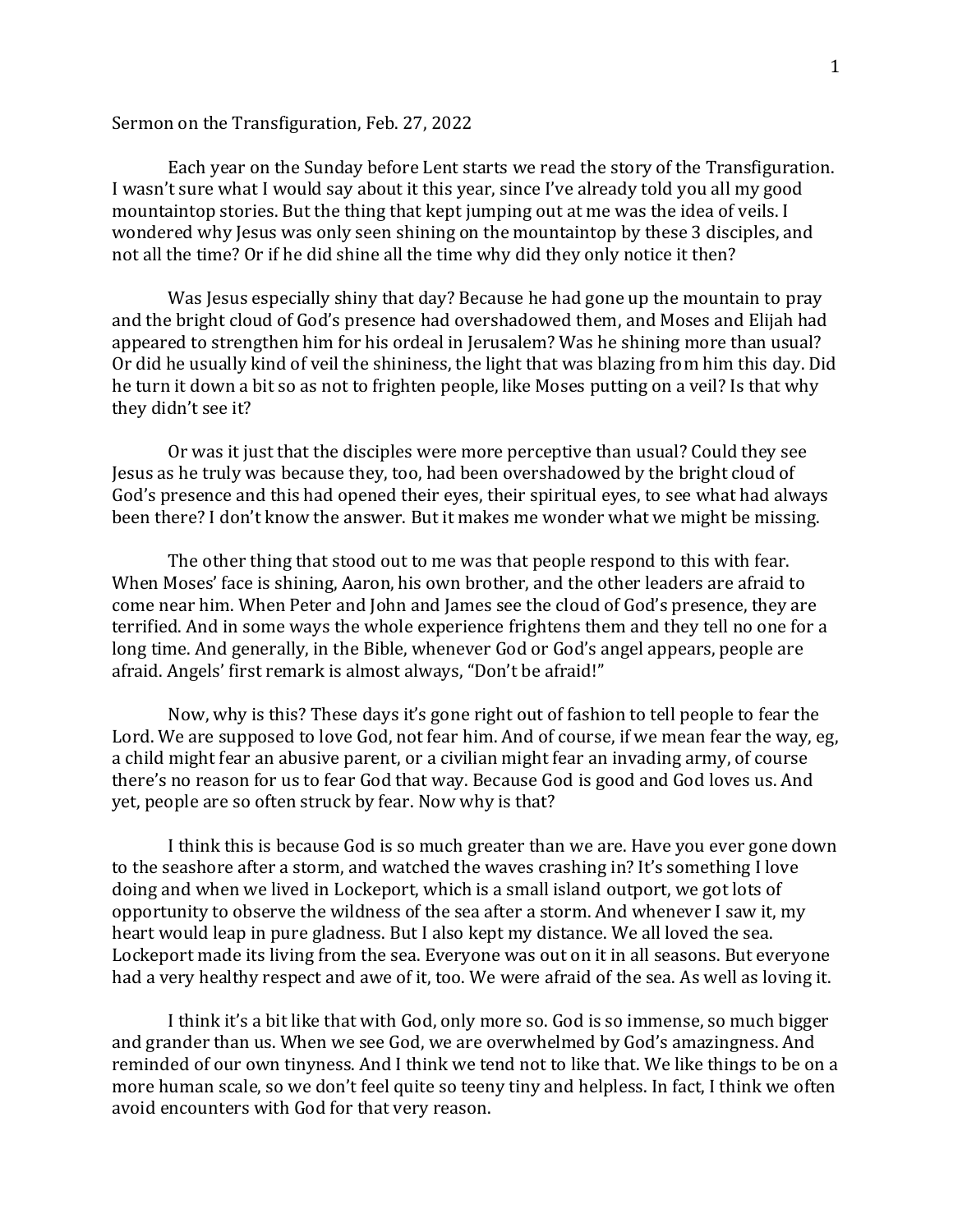Sermon on the Transfiguration, Feb. 27, 2022

Each year on the Sunday before Lent starts we read the story of the Transfiguration. I wasn't sure what I would say about it this year, since I've already told you all my good mountaintop stories. But the thing that kept jumping out at me was the idea of veils. I wondered why Jesus was only seen shining on the mountaintop by these 3 disciples, and not all the time? Or if he did shine all the time why did they only notice it then?

Was Jesus especially shiny that day? Because he had gone up the mountain to pray and the bright cloud of God's presence had overshadowed them, and Moses and Elijah had appeared to strengthen him for his ordeal in Jerusalem? Was he shining more than usual? Or did he usually kind of veil the shininess, the light that was blazing from him this day. Did he turn it down a bit so as not to frighten people, like Moses putting on a veil? Is that why they didn't see it?

Or was it just that the disciples were more perceptive than usual? Could they see Jesus as he truly was because they, too, had been overshadowed by the bright cloud of God's presence and this had opened their eyes, their spiritual eyes, to see what had always been there? I don't know the answer. But it makes me wonder what we might be missing.

The other thing that stood out to me was that people respond to this with fear. When Moses' face is shining, Aaron, his own brother, and the other leaders are afraid to come near him. When Peter and John and James see the cloud of God's presence, they are terrified. And in some ways the whole experience frightens them and they tell no one for a long time. And generally, in the Bible, whenever God or God's angel appears, people are afraid. Angels' first remark is almost always, "Don't be afraid!"

Now, why is this? These days it's gone right out of fashion to tell people to fear the Lord. We are supposed to love God, not fear him. And of course, if we mean fear the way, eg, a child might fear an abusive parent, or a civilian might fear an invading army, of course there's no reason for us to fear God that way. Because God is good and God loves us. And yet, people are so often struck by fear. Now why is that?

I think this is because God is so much greater than we are. Have you ever gone down to the seashore after a storm, and watched the waves crashing in? It's something I love doing and when we lived in Lockeport, which is a small island outport, we got lots of opportunity to observe the wildness of the sea after a storm. And whenever I saw it, my heart would leap in pure gladness. But I also kept my distance. We all loved the sea. Lockeport made its living from the sea. Everyone was out on it in all seasons. But everyone had a very healthy respect and awe of it, too. We were afraid of the sea. As well as loving it.

I think it's a bit like that with God, only more so. God is so immense, so much bigger and grander than us. When we see God, we are overwhelmed by God's amazingness. And reminded of our own tinyness. And I think we tend not to like that. We like things to be on a more human scale, so we don't feel quite so teeny tiny and helpless. In fact, I think we often avoid encounters with God for that very reason.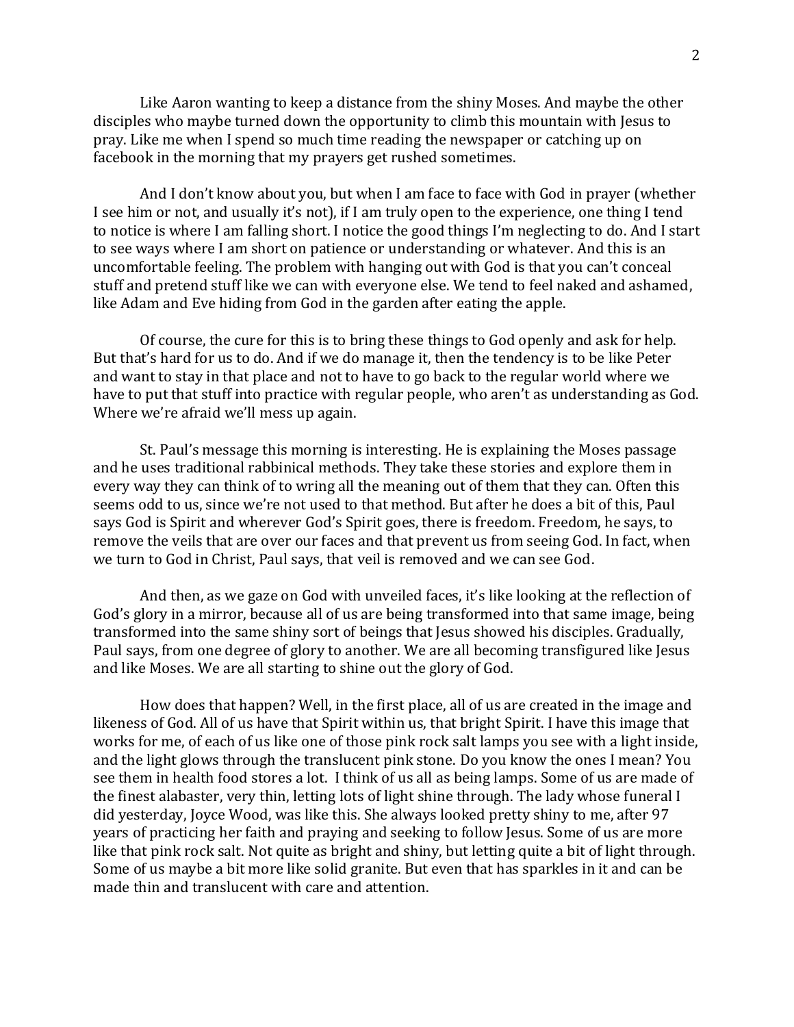Like Aaron wanting to keep a distance from the shiny Moses. And maybe the other disciples who maybe turned down the opportunity to climb this mountain with Jesus to pray. Like me when I spend so much time reading the newspaper or catching up on facebook in the morning that my prayers get rushed sometimes.

And I don't know about you, but when I am face to face with God in prayer (whether I see him or not, and usually it's not), if I am truly open to the experience, one thing I tend to notice is where I am falling short. I notice the good things I'm neglecting to do. And I start to see ways where I am short on patience or understanding or whatever. And this is an uncomfortable feeling. The problem with hanging out with God is that you can't conceal stuff and pretend stuff like we can with everyone else. We tend to feel naked and ashamed, like Adam and Eve hiding from God in the garden after eating the apple.

Of course, the cure for this is to bring these things to God openly and ask for help. But that's hard for us to do. And if we do manage it, then the tendency is to be like Peter and want to stay in that place and not to have to go back to the regular world where we have to put that stuff into practice with regular people, who aren't as understanding as God. Where we're afraid we'll mess up again.

St. Paul's message this morning is interesting. He is explaining the Moses passage and he uses traditional rabbinical methods. They take these stories and explore them in every way they can think of to wring all the meaning out of them that they can. Often this seems odd to us, since we're not used to that method. But after he does a bit of this, Paul says God is Spirit and wherever God's Spirit goes, there is freedom. Freedom, he says, to remove the veils that are over our faces and that prevent us from seeing God. In fact, when we turn to God in Christ, Paul says, that veil is removed and we can see God.

And then, as we gaze on God with unveiled faces, it's like looking at the reflection of God's glory in a mirror, because all of us are being transformed into that same image, being transformed into the same shiny sort of beings that Jesus showed his disciples. Gradually, Paul says, from one degree of glory to another. We are all becoming transfigured like Jesus and like Moses. We are all starting to shine out the glory of God.

How does that happen? Well, in the first place, all of us are created in the image and likeness of God. All of us have that Spirit within us, that bright Spirit. I have this image that works for me, of each of us like one of those pink rock salt lamps you see with a light inside, and the light glows through the translucent pink stone. Do you know the ones I mean? You see them in health food stores a lot. I think of us all as being lamps. Some of us are made of the finest alabaster, very thin, letting lots of light shine through. The lady whose funeral I did yesterday, Joyce Wood, was like this. She always looked pretty shiny to me, after 97 years of practicing her faith and praying and seeking to follow Jesus. Some of us are more like that pink rock salt. Not quite as bright and shiny, but letting quite a bit of light through. Some of us maybe a bit more like solid granite. But even that has sparkles in it and can be made thin and translucent with care and attention.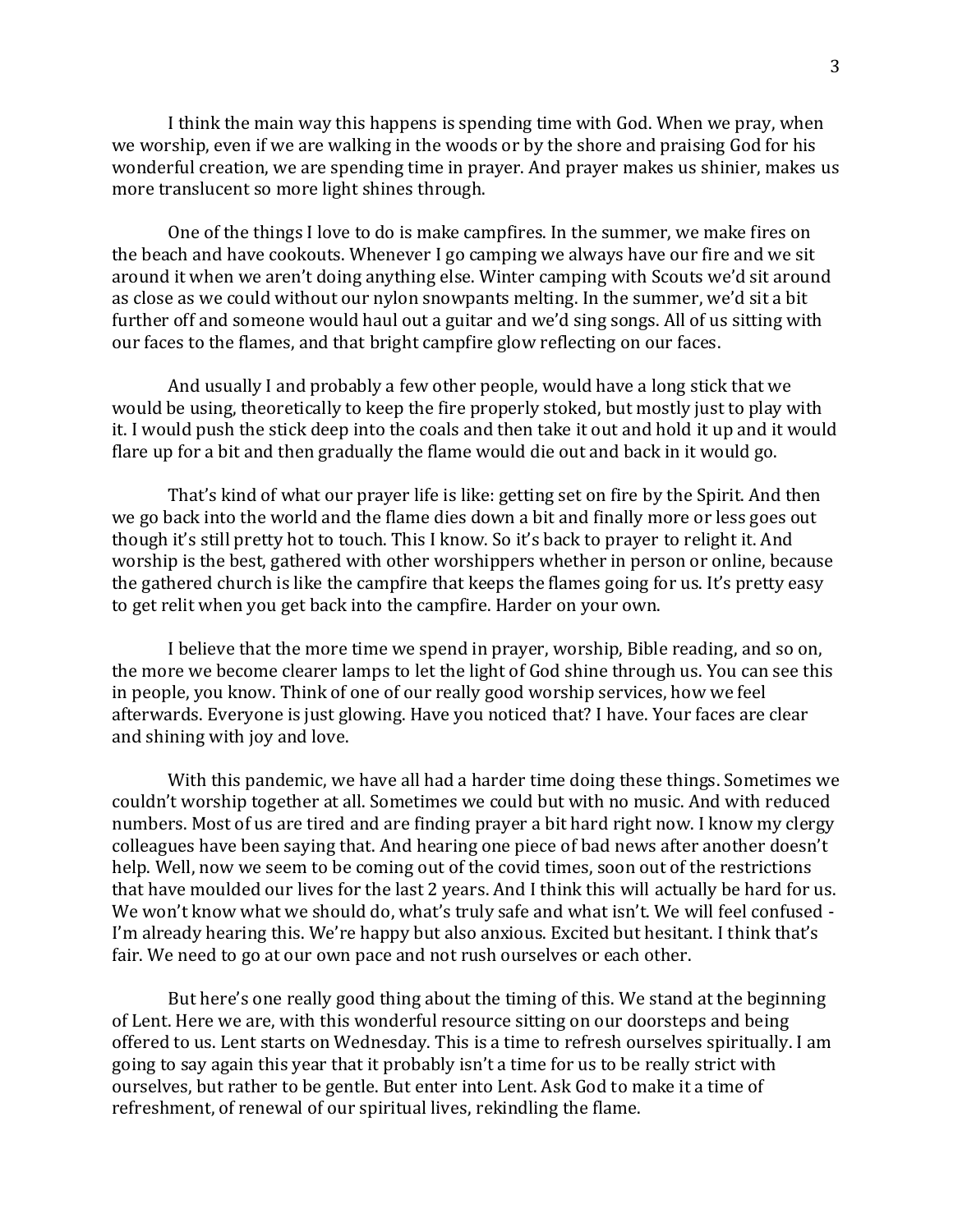I think the main way this happens is spending time with God. When we pray, when we worship, even if we are walking in the woods or by the shore and praising God for his wonderful creation, we are spending time in prayer. And prayer makes us shinier, makes us more translucent so more light shines through.

One of the things I love to do is make campfires. In the summer, we make fires on the beach and have cookouts. Whenever I go camping we always have our fire and we sit around it when we aren't doing anything else. Winter camping with Scouts we'd sit around as close as we could without our nylon snowpants melting. In the summer, we'd sit a bit further off and someone would haul out a guitar and we'd sing songs. All of us sitting with our faces to the flames, and that bright campfire glow reflecting on our faces.

And usually I and probably a few other people, would have a long stick that we would be using, theoretically to keep the fire properly stoked, but mostly just to play with it. I would push the stick deep into the coals and then take it out and hold it up and it would flare up for a bit and then gradually the flame would die out and back in it would go.

That's kind of what our prayer life is like: getting set on fire by the Spirit. And then we go back into the world and the flame dies down a bit and finally more or less goes out though it's still pretty hot to touch. This I know. So it's back to prayer to relight it. And worship is the best, gathered with other worshippers whether in person or online, because the gathered church is like the campfire that keeps the flames going for us. It's pretty easy to get relit when you get back into the campfire. Harder on your own.

I believe that the more time we spend in prayer, worship, Bible reading, and so on, the more we become clearer lamps to let the light of God shine through us. You can see this in people, you know. Think of one of our really good worship services, how we feel afterwards. Everyone is just glowing. Have you noticed that? I have. Your faces are clear and shining with joy and love.

With this pandemic, we have all had a harder time doing these things. Sometimes we couldn't worship together at all. Sometimes we could but with no music. And with reduced numbers. Most of us are tired and are finding prayer a bit hard right now. I know my clergy colleagues have been saying that. And hearing one piece of bad news after another doesn't help. Well, now we seem to be coming out of the covid times, soon out of the restrictions that have moulded our lives for the last 2 years. And I think this will actually be hard for us. We won't know what we should do, what's truly safe and what isn't. We will feel confused - I'm already hearing this. We're happy but also anxious. Excited but hesitant. I think that's fair. We need to go at our own pace and not rush ourselves or each other.

But here's one really good thing about the timing of this. We stand at the beginning of Lent. Here we are, with this wonderful resource sitting on our doorsteps and being offered to us. Lent starts on Wednesday. This is a time to refresh ourselves spiritually. I am going to say again this year that it probably isn't a time for us to be really strict with ourselves, but rather to be gentle. But enter into Lent. Ask God to make it a time of refreshment, of renewal of our spiritual lives, rekindling the flame.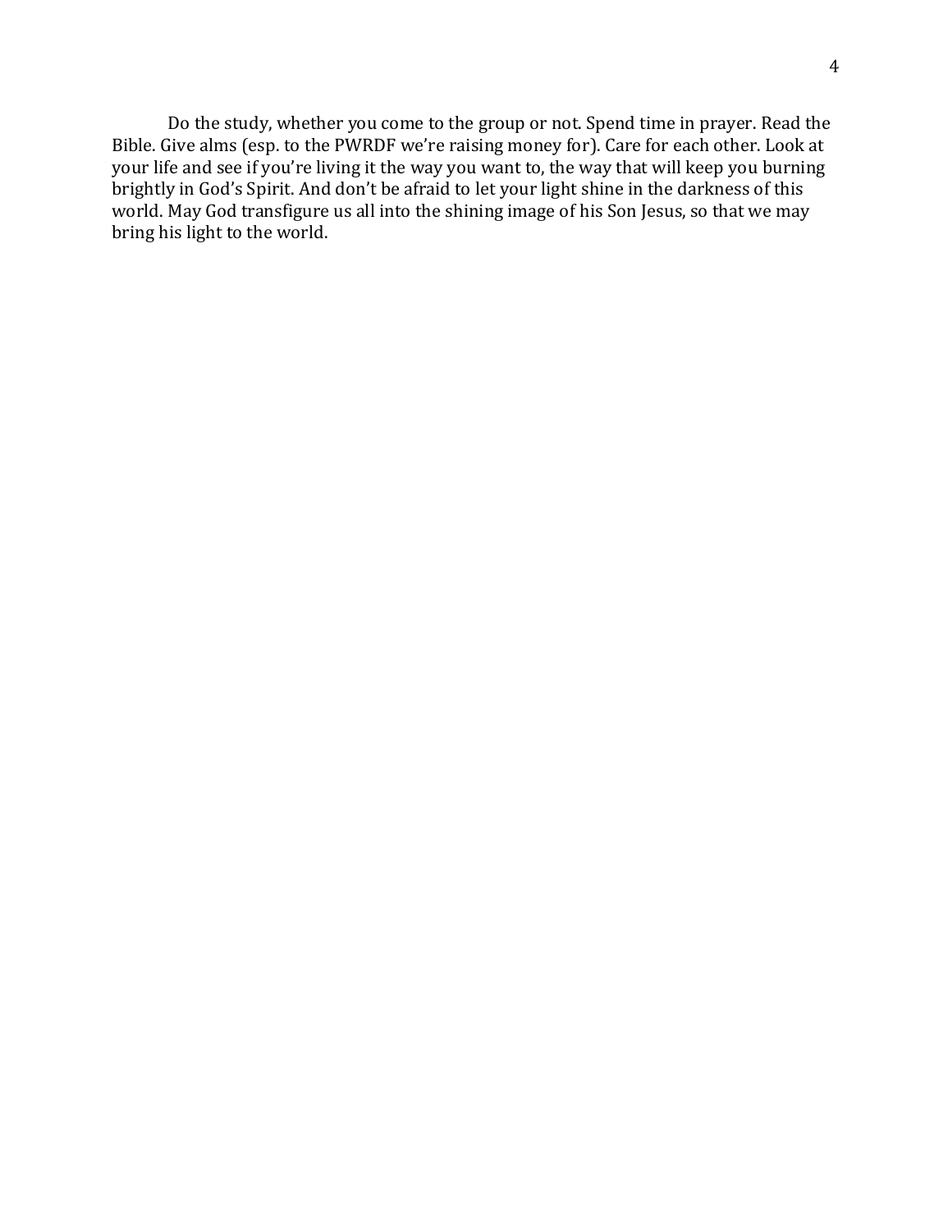Do the study, whether you come to the group or not. Spend time in prayer. Read the Bible. Give alms (esp. to the PWRDF we're raising money for). Care for each other. Look at your life and see if you're living it the way you want to, the way that will keep you burning brightly in God's Spirit. And don't be afraid to let your light shine in the darkness of this world. May God transfigure us all into the shining image of his Son Jesus, so that we may bring his light to the world.